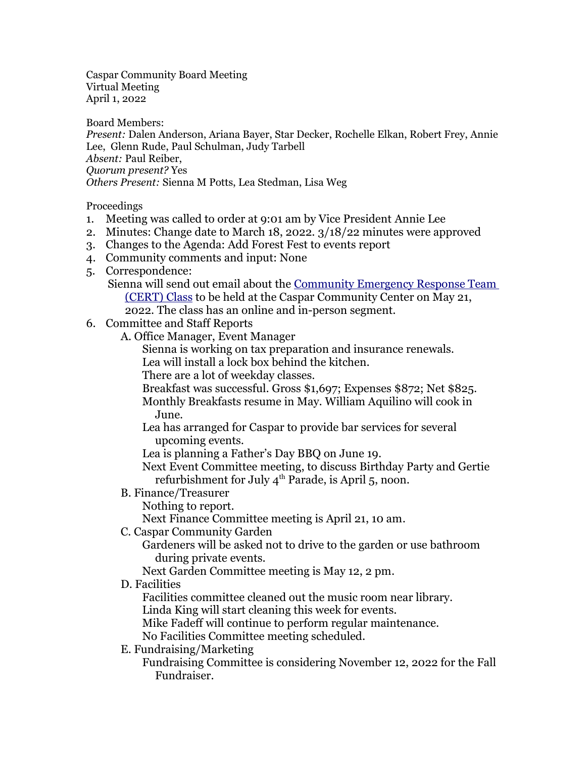Caspar Community Board Meeting
Virtual Meeting
April 1, 2022

Board Members:
*Present:* Dalen Anderson, Ariana Bayer, Star Decker, Rochelle Elkan, Robert Frey, Annie Lee, Glenn Rude, Paul Schulman, Judy Tarbell
*Absent:* Paul Reiber,
*Quorum present?* Yes
*Others Present:* Sienna M Potts, Lea Stedman, Lisa Weg

Proceedings

1. Meeting was called to order at 9:01 am by Vice President Annie Lee
2. Minutes: Change date to March 18, 2022. 3/18/22 minutes were approved
3. Changes to the Agenda: Add Forest Fest to events report
4. Community comments and input: None
5. Correspondence:
   Sienna will send out email about the [Community Emergency Response Team (CERT) Class]() to be held at the Caspar Community Center on May 21, 2022. The class has an online and in-person segment.
6. Committee and Staff Reports
   - A. Office Manager, Event Manager
     - Sienna is working on tax preparation and insurance renewals.
     - Lea will install a lock box behind the kitchen.
     - There are a lot of weekday classes.
     - Breakfast was successful. Gross $1,697; Expenses $872; Net $825.
     - Monthly Breakfasts resume in May. William Aquilino will cook in June.
     - Lea has arranged for Caspar to provide bar services for several upcoming events.
     - Lea is planning a Father's Day BBQ on June 19.
     - Next Event Committee meeting, to discuss Birthday Party and Gertie refurbishment for July 4th Parade, is April 5, noon.
   - B. Finance/Treasurer
     - Nothing to report.
     - Next Finance Committee meeting is April 21, 10 am.
   - C. Caspar Community Garden
     - Gardeners will be asked not to drive to the garden or use bathroom during private events.
     - Next Garden Committee meeting is May 12, 2 pm.
   - D. Facilities
     - Facilities committee cleaned out the music room near library.
     - Linda King will start cleaning this week for events.
     - Mike Fadeff will continue to perform regular maintenance.
     - No Facilities Committee meeting scheduled.
   - E. Fundraising/Marketing
     - Fundraising Committee is considering November 12, 2022 for the Fall Fundraiser.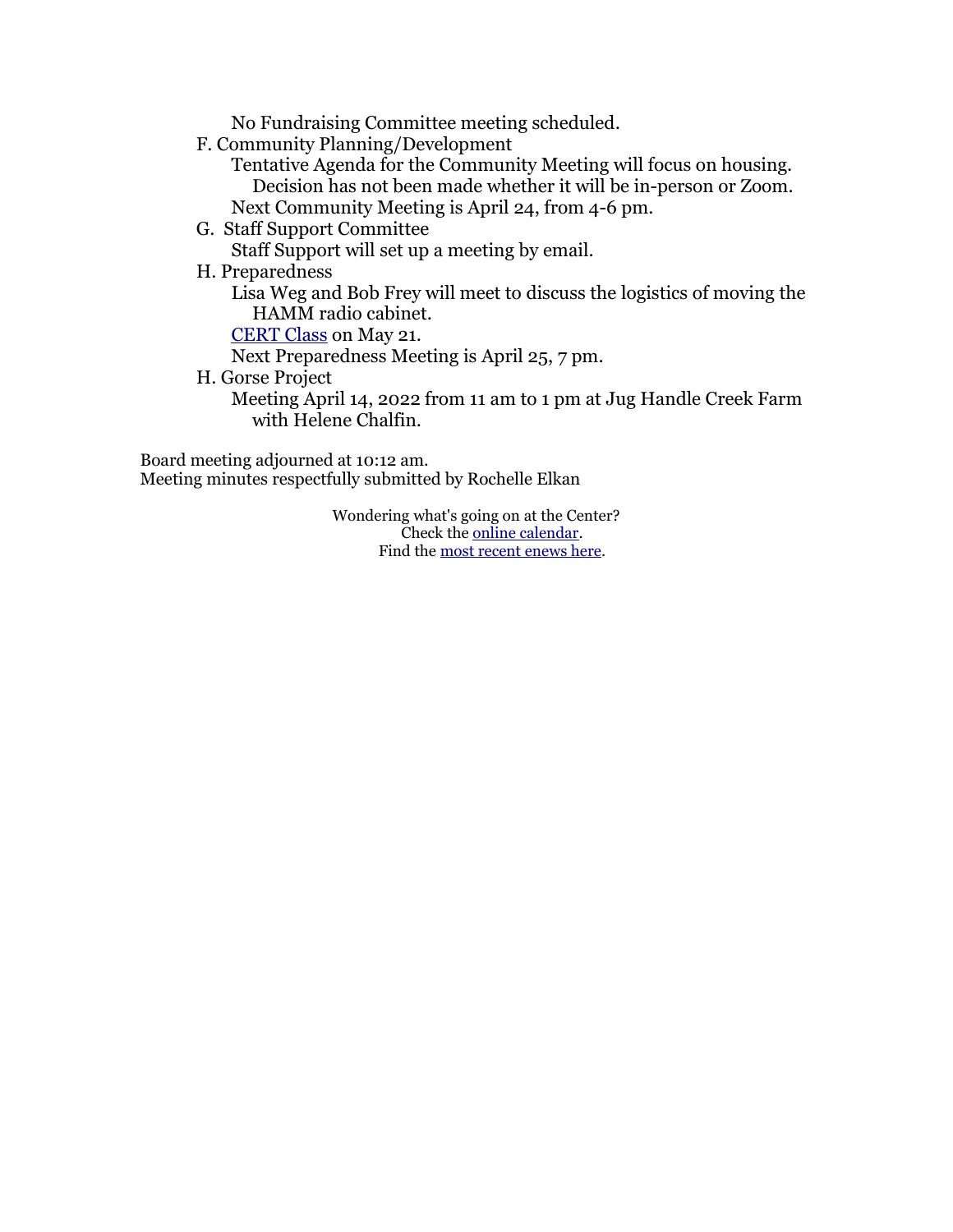No Fundraising Committee meeting scheduled.

F. Community Planning/Development

Tentative Agenda for the Community Meeting will focus on housing. Decision has not been made whether it will be in-person or Zoom.

Next Community Meeting is April 24, from 4-6 pm.

G. Staff Support Committee

Staff Support will set up a meeting by email.

H. Preparedness

Lisa Weg and Bob Frey will meet to discuss the logistics of moving the HAMM radio cabinet.

CERT Class on May 21.

Next Preparedness Meeting is April 25, 7 pm.

H. Gorse Project

Meeting April 14, 2022 from 11 am to 1 pm at Jug Handle Creek Farm with Helene Chalfin.

Board meeting adjourned at 10:12 am.
Meeting minutes respectfully submitted by Rochelle Elkan

Wondering what's going on at the Center?
Check the online calendar.
Find the most recent enews here.